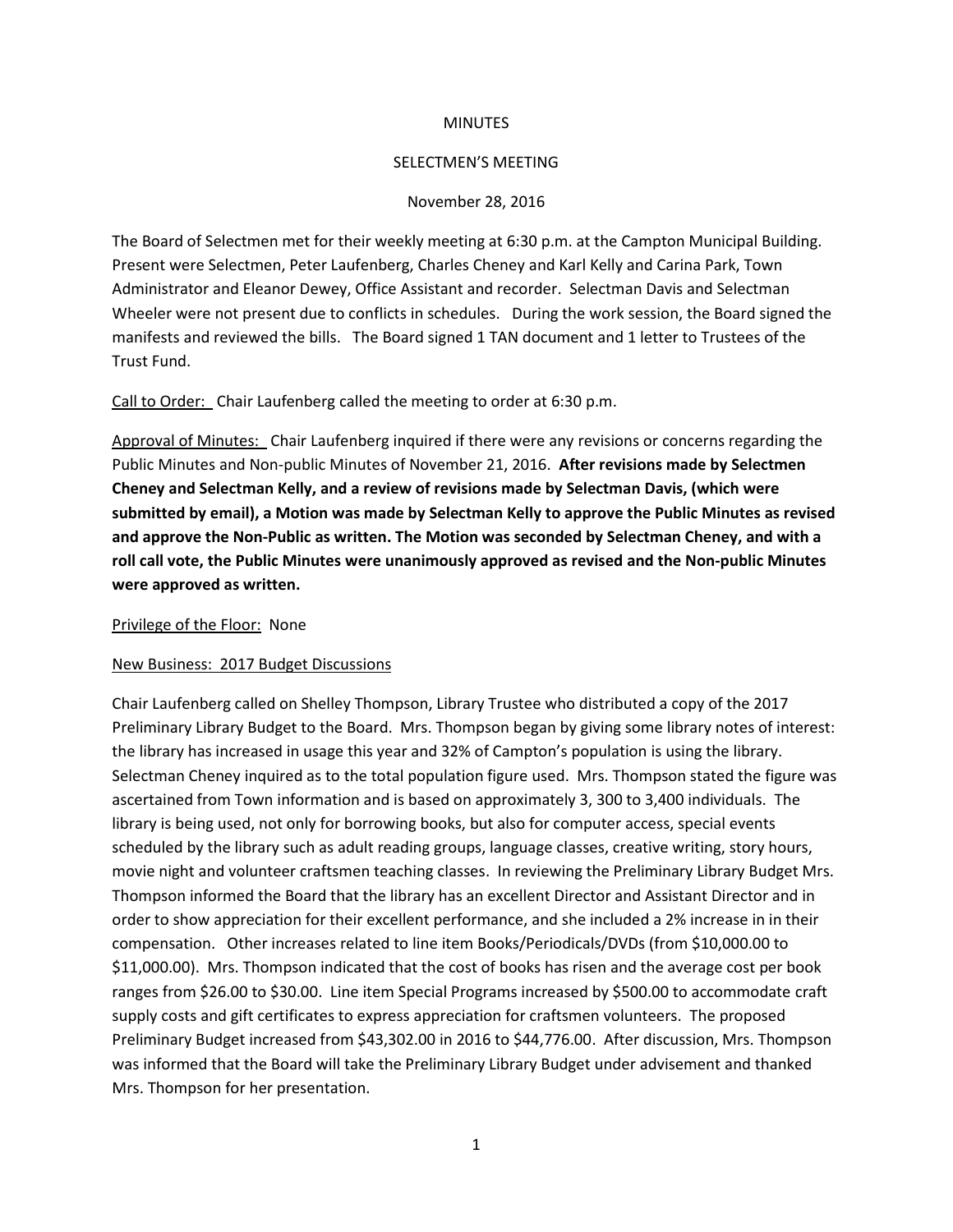MINUTES

SELECTMEN'S MEETING

November 28, 2016

The Board of Selectmen met for their weekly meeting at 6:30 p.m. at the Campton Municipal Building. Present were Selectmen, Peter Laufenberg, Charles Cheney and Karl Kelly and Carina Park, Town Administrator and Eleanor Dewey, Office Assistant and recorder. Selectman Davis and Selectman Wheeler were not present due to conflicts in schedules. During the work session, the Board signed the manifests and reviewed the bills. The Board signed 1 TAN document and 1 letter to Trustees of the Trust Fund.

<u>Call to Order:</u> Chair Laufenberg called the meeting to order at 6:30 p.m.

<u>Approval of Minutes:</u> Chair Laufenberg inquired if there were any revisions or concerns regarding the Public Minutes and Non-public Minutes of November 21, 2016. **After revisions made by Selectmen Cheney and Selectman Kelly, and a review of revisions made by Selectman Davis, (which were submitted by email), a Motion was made by Selectman Kelly to approve the Public Minutes as revised and approve the Non-Public as written. The Motion was seconded by Selectman Cheney, and with a roll call vote, the Public Minutes were unanimously approved as revised and the Non-public Minutes were approved as written.**

<u>Privilege of the Floor:</u> None

<u>New Business: 2017 Budget Discussions</u>

Chair Laufenberg called on Shelley Thompson, Library Trustee who distributed a copy of the 2017 Preliminary Library Budget to the Board. Mrs. Thompson began by giving some library notes of interest: the library has increased in usage this year and 32% of Campton's population is using the library. Selectman Cheney inquired as to the total population figure used. Mrs. Thompson stated the figure was ascertained from Town information and is based on approximately 3, 300 to 3,400 individuals. The library is being used, not only for borrowing books, but also for computer access, special events scheduled by the library such as adult reading groups, language classes, creative writing, story hours, movie night and volunteer craftsmen teaching classes. In reviewing the Preliminary Library Budget Mrs. Thompson informed the Board that the library has an excellent Director and Assistant Director and in order to show appreciation for their excellent performance, and she included a 2% increase in in their compensation. Other increases related to line item Books/Periodicals/DVDs (from $10,000.00 to $11,000.00). Mrs. Thompson indicated that the cost of books has risen and the average cost per book ranges from $26.00 to $30.00. Line item Special Programs increased by $500.00 to accommodate craft supply costs and gift certificates to express appreciation for craftsmen volunteers. The proposed Preliminary Budget increased from $43,302.00 in 2016 to $44,776.00. After discussion, Mrs. Thompson was informed that the Board will take the Preliminary Library Budget under advisement and thanked Mrs. Thompson for her presentation.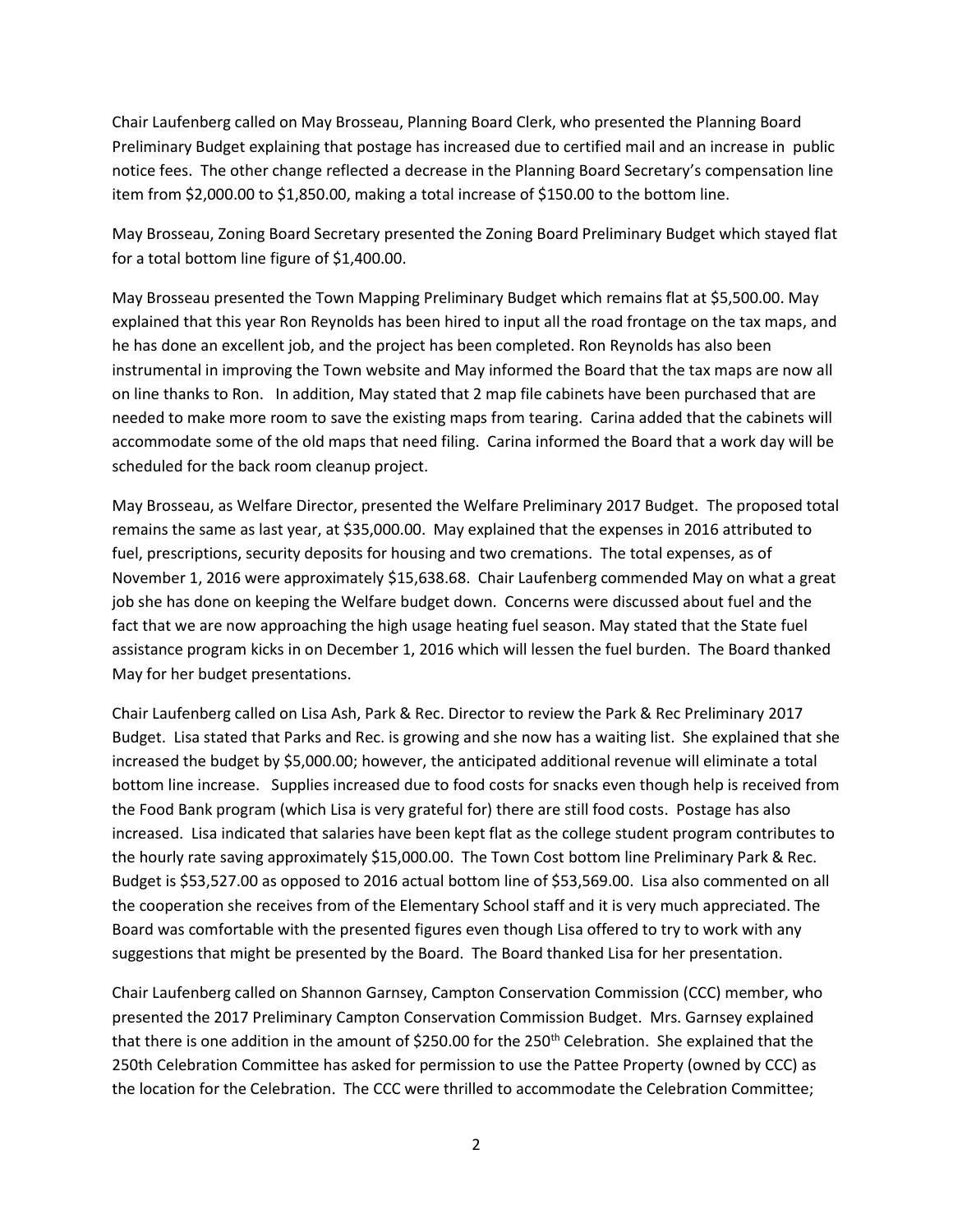Chair Laufenberg called on May Brosseau, Planning Board Clerk, who presented the Planning Board Preliminary Budget explaining that postage has increased due to certified mail and an increase in public notice fees. The other change reflected a decrease in the Planning Board Secretary's compensation line item from $2,000.00 to $1,850.00, making a total increase of $150.00 to the bottom line.

May Brosseau, Zoning Board Secretary presented the Zoning Board Preliminary Budget which stayed flat for a total bottom line figure of $1,400.00.

May Brosseau presented the Town Mapping Preliminary Budget which remains flat at $5,500.00. May explained that this year Ron Reynolds has been hired to input all the road frontage on the tax maps, and he has done an excellent job, and the project has been completed. Ron Reynolds has also been instrumental in improving the Town website and May informed the Board that the tax maps are now all on line thanks to Ron. In addition, May stated that 2 map file cabinets have been purchased that are needed to make more room to save the existing maps from tearing. Carina added that the cabinets will accommodate some of the old maps that need filing. Carina informed the Board that a work day will be scheduled for the back room cleanup project.

May Brosseau, as Welfare Director, presented the Welfare Preliminary 2017 Budget. The proposed total remains the same as last year, at $35,000.00. May explained that the expenses in 2016 attributed to fuel, prescriptions, security deposits for housing and two cremations. The total expenses, as of November 1, 2016 were approximately $15,638.68. Chair Laufenberg commended May on what a great job she has done on keeping the Welfare budget down. Concerns were discussed about fuel and the fact that we are now approaching the high usage heating fuel season. May stated that the State fuel assistance program kicks in on December 1, 2016 which will lessen the fuel burden. The Board thanked May for her budget presentations.

Chair Laufenberg called on Lisa Ash, Park & Rec. Director to review the Park & Rec Preliminary 2017 Budget. Lisa stated that Parks and Rec. is growing and she now has a waiting list. She explained that she increased the budget by $5,000.00; however, the anticipated additional revenue will eliminate a total bottom line increase. Supplies increased due to food costs for snacks even though help is received from the Food Bank program (which Lisa is very grateful for) there are still food costs. Postage has also increased. Lisa indicated that salaries have been kept flat as the college student program contributes to the hourly rate saving approximately $15,000.00. The Town Cost bottom line Preliminary Park & Rec. Budget is $53,527.00 as opposed to 2016 actual bottom line of $53,569.00. Lisa also commented on all the cooperation she receives from of the Elementary School staff and it is very much appreciated. The Board was comfortable with the presented figures even though Lisa offered to try to work with any suggestions that might be presented by the Board. The Board thanked Lisa for her presentation.

Chair Laufenberg called on Shannon Garnsey, Campton Conservation Commission (CCC) member, who presented the 2017 Preliminary Campton Conservation Commission Budget. Mrs. Garnsey explained that there is one addition in the amount of $250.00 for the 250th Celebration. She explained that the 250th Celebration Committee has asked for permission to use the Pattee Property (owned by CCC) as the location for the Celebration. The CCC were thrilled to accommodate the Celebration Committee;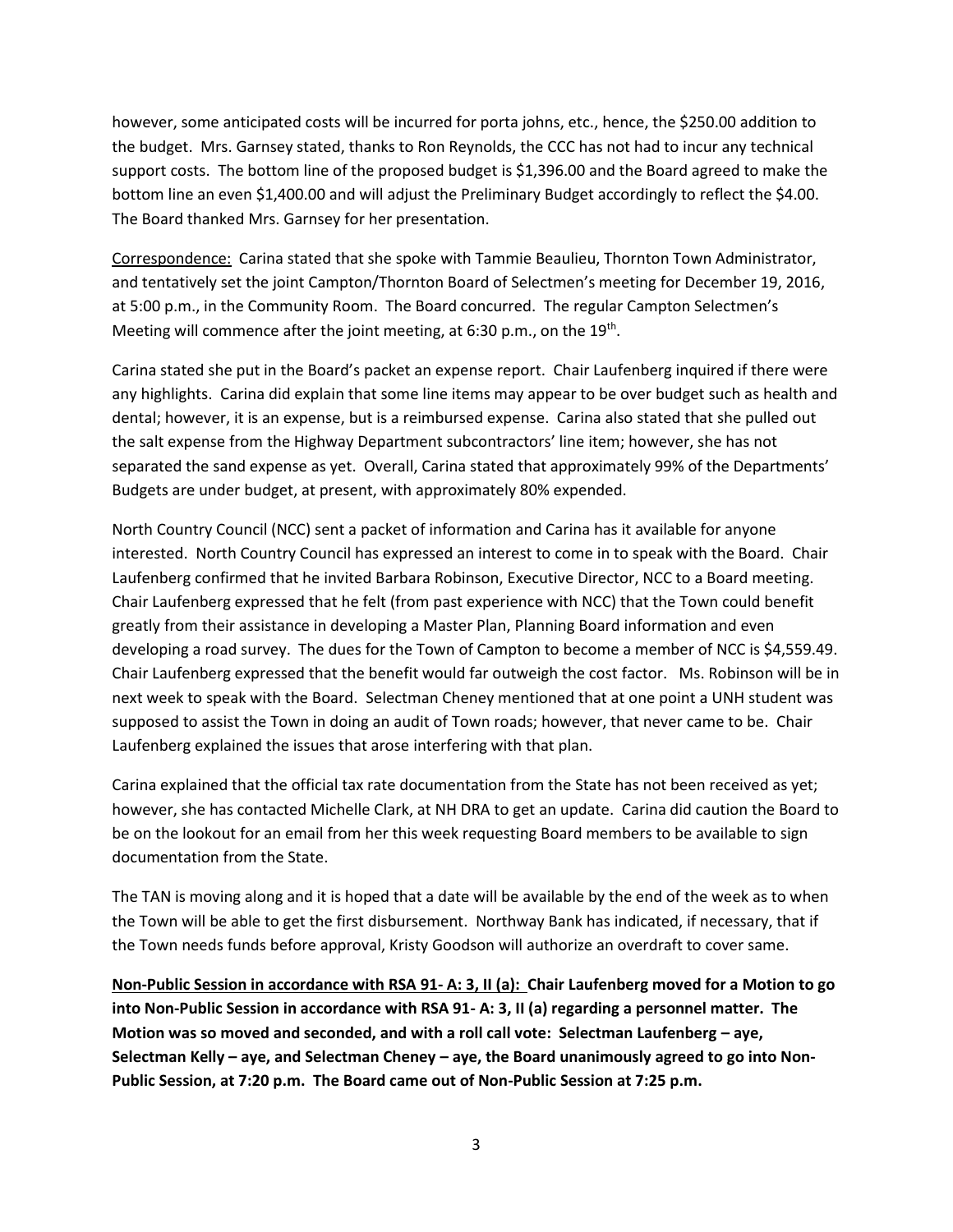however, some anticipated costs will be incurred for porta johns, etc., hence, the $250.00 addition to the budget. Mrs. Garnsey stated, thanks to Ron Reynolds, the CCC has not had to incur any technical support costs. The bottom line of the proposed budget is $1,396.00 and the Board agreed to make the bottom line an even $1,400.00 and will adjust the Preliminary Budget accordingly to reflect the $4.00. The Board thanked Mrs. Garnsey for her presentation.

Correspondence: Carina stated that she spoke with Tammie Beaulieu, Thornton Town Administrator, and tentatively set the joint Campton/Thornton Board of Selectmen's meeting for December 19, 2016, at 5:00 p.m., in the Community Room. The Board concurred. The regular Campton Selectmen's Meeting will commence after the joint meeting, at 6:30 p.m., on the 19th.

Carina stated she put in the Board's packet an expense report. Chair Laufenberg inquired if there were any highlights. Carina did explain that some line items may appear to be over budget such as health and dental; however, it is an expense, but is a reimbursed expense. Carina also stated that she pulled out the salt expense from the Highway Department subcontractors' line item; however, she has not separated the sand expense as yet. Overall, Carina stated that approximately 99% of the Departments' Budgets are under budget, at present, with approximately 80% expended.

North Country Council (NCC) sent a packet of information and Carina has it available for anyone interested. North Country Council has expressed an interest to come in to speak with the Board. Chair Laufenberg confirmed that he invited Barbara Robinson, Executive Director, NCC to a Board meeting. Chair Laufenberg expressed that he felt (from past experience with NCC) that the Town could benefit greatly from their assistance in developing a Master Plan, Planning Board information and even developing a road survey. The dues for the Town of Campton to become a member of NCC is $4,559.49. Chair Laufenberg expressed that the benefit would far outweigh the cost factor. Ms. Robinson will be in next week to speak with the Board. Selectman Cheney mentioned that at one point a UNH student was supposed to assist the Town in doing an audit of Town roads; however, that never came to be. Chair Laufenberg explained the issues that arose interfering with that plan.

Carina explained that the official tax rate documentation from the State has not been received as yet; however, she has contacted Michelle Clark, at NH DRA to get an update. Carina did caution the Board to be on the lookout for an email from her this week requesting Board members to be available to sign documentation from the State.

The TAN is moving along and it is hoped that a date will be available by the end of the week as to when the Town will be able to get the first disbursement. Northway Bank has indicated, if necessary, that if the Town needs funds before approval, Kristy Goodson will authorize an overdraft to cover same.

**Non-Public Session in accordance with RSA 91- A: 3, II (a): Chair Laufenberg moved for a Motion to go into Non-Public Session in accordance with RSA 91- A: 3, II (a) regarding a personnel matter. The Motion was so moved and seconded, and with a roll call vote: Selectman Laufenberg – aye, Selectman Kelly – aye, and Selectman Cheney – aye, the Board unanimously agreed to go into Non-Public Session, at 7:20 p.m. The Board came out of Non-Public Session at 7:25 p.m.**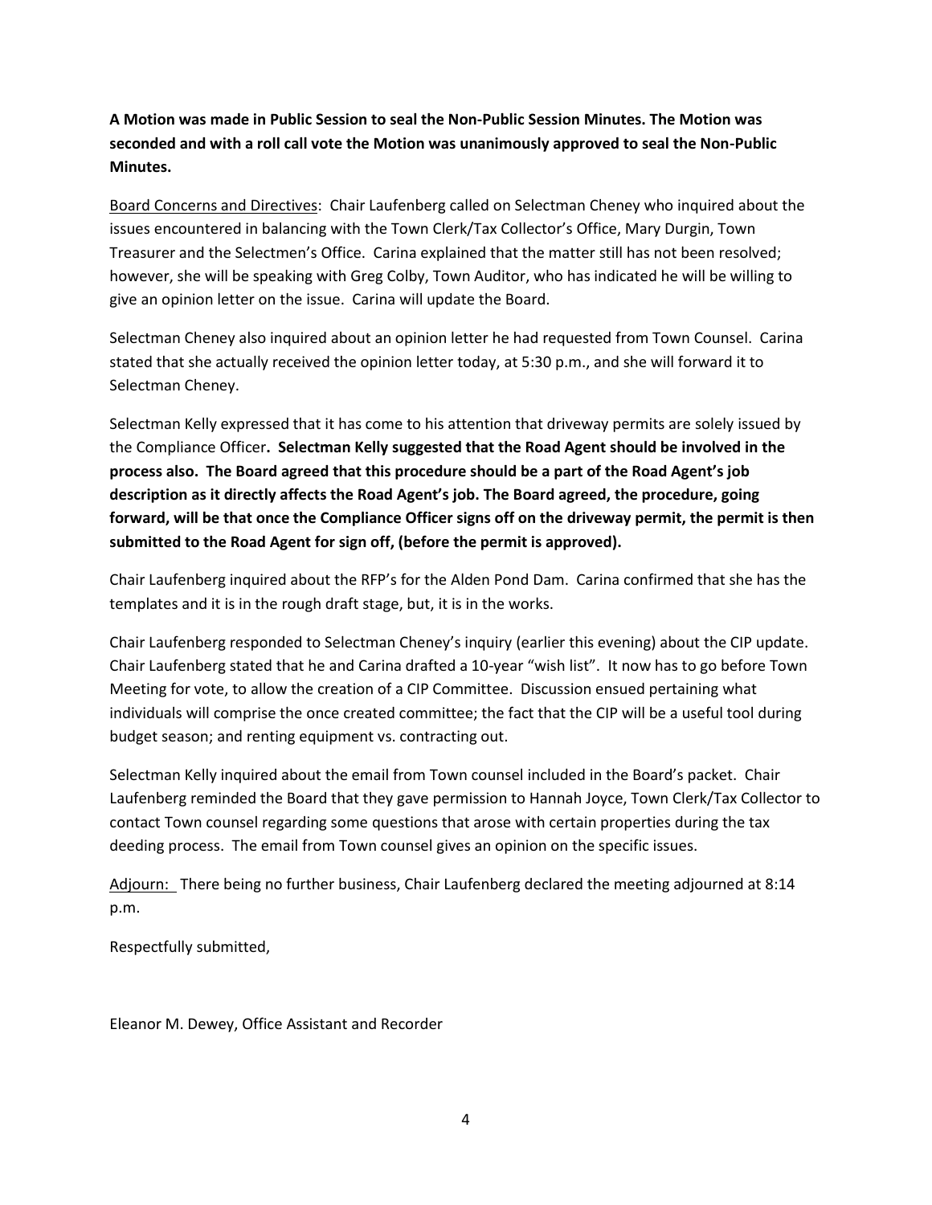**A Motion was made in Public Session to seal the Non-Public Session Minutes. The Motion was seconded and with a roll call vote the Motion was unanimously approved to seal the Non-Public Minutes.**

Board Concerns and Directives: Chair Laufenberg called on Selectman Cheney who inquired about the issues encountered in balancing with the Town Clerk/Tax Collector's Office, Mary Durgin, Town Treasurer and the Selectmen's Office. Carina explained that the matter still has not been resolved; however, she will be speaking with Greg Colby, Town Auditor, who has indicated he will be willing to give an opinion letter on the issue. Carina will update the Board.

Selectman Cheney also inquired about an opinion letter he had requested from Town Counsel. Carina stated that she actually received the opinion letter today, at 5:30 p.m., and she will forward it to Selectman Cheney.

Selectman Kelly expressed that it has come to his attention that driveway permits are solely issued by the Compliance Officer**. Selectman Kelly suggested that the Road Agent should be involved in the process also. The Board agreed that this procedure should be a part of the Road Agent's job description as it directly affects the Road Agent's job. The Board agreed, the procedure, going forward, will be that once the Compliance Officer signs off on the driveway permit, the permit is then submitted to the Road Agent for sign off, (before the permit is approved).**

Chair Laufenberg inquired about the RFP's for the Alden Pond Dam. Carina confirmed that she has the templates and it is in the rough draft stage, but, it is in the works.

Chair Laufenberg responded to Selectman Cheney's inquiry (earlier this evening) about the CIP update. Chair Laufenberg stated that he and Carina drafted a 10-year "wish list". It now has to go before Town Meeting for vote, to allow the creation of a CIP Committee. Discussion ensued pertaining what individuals will comprise the once created committee; the fact that the CIP will be a useful tool during budget season; and renting equipment vs. contracting out.

Selectman Kelly inquired about the email from Town counsel included in the Board's packet. Chair Laufenberg reminded the Board that they gave permission to Hannah Joyce, Town Clerk/Tax Collector to contact Town counsel regarding some questions that arose with certain properties during the tax deeding process. The email from Town counsel gives an opinion on the specific issues.

Adjourn: There being no further business, Chair Laufenberg declared the meeting adjourned at 8:14 p.m.

Respectfully submitted,

Eleanor M. Dewey, Office Assistant and Recorder